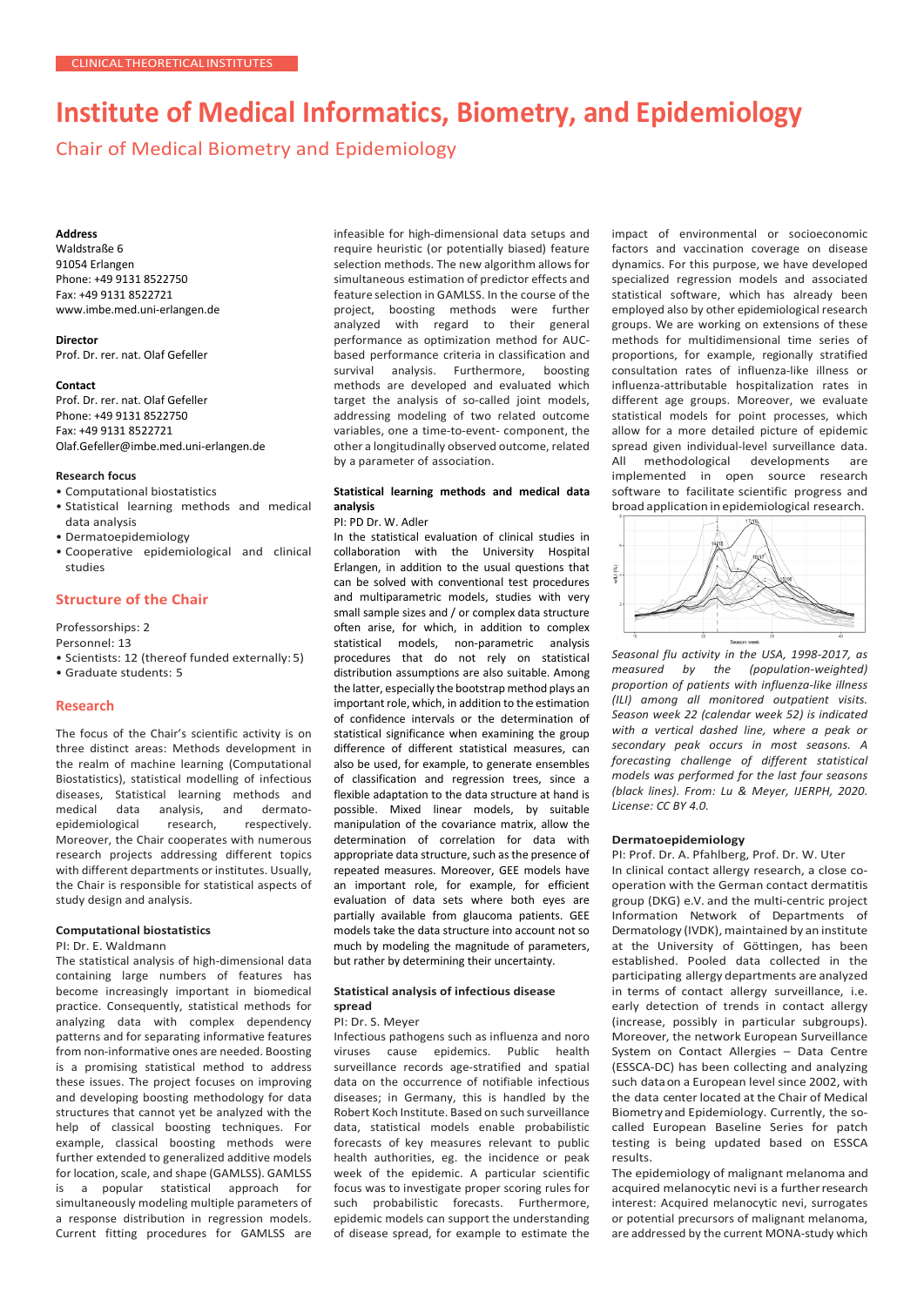CLINICAL THEORETICAL INSTITUTES

# Institute of Medical Informatics, Biometry, and Epidemiology

## Chair of Medical Biometry and Epidemiology

**Address**
Waldstraße 6
91054 Erlangen
Phone: +49 9131 8522750
Fax: +49 9131 8522721
www.imbe.med.uni-erlangen.de

**Director**
Prof. Dr. rer. nat. Olaf Gefeller

**Contact**
Prof. Dr. rer. nat. Olaf Gefeller
Phone: +49 9131 8522750
Fax: +49 9131 8522721
Olaf.Gefeller@imbe.med.uni-erlangen.de

**Research focus**

- Computational biostatistics
- Statistical learning methods and medical data analysis
- Dermatoepidemiology
- Cooperative epidemiological and clinical studies

### Structure of the Chair

Professorships: 2

Personnel: 13

- Scientists: 12 (thereof funded externally: 5)
- Graduate students: 5

### Research

The focus of the Chair's scientific activity is on three distinct areas: Methods development in the realm of machine learning (Computational Biostatistics), statistical modelling of infectious diseases, Statistical learning methods and medical data analysis, and dermato-epidemiological research, respectively. Moreover, the Chair cooperates with numerous research projects addressing different topics with different departments or institutes. Usually, the Chair is responsible for statistical aspects of study design and analysis.

#### Computational biostatistics

PI: Dr. E. Waldmann

The statistical analysis of high-dimensional data containing large numbers of features has become increasingly important in biomedical practice. Consequently, statistical methods for analyzing data with complex dependency patterns and for separating informative features from non-informative ones are needed. Boosting is a promising statistical method to address these issues. The project focuses on improving and developing boosting methodology for data structures that cannot yet be analyzed with the help of classical boosting techniques. For example, classical boosting methods were further extended to generalized additive models for location, scale, and shape (GAMLSS). GAMLSS is a popular statistical approach for simultaneously modeling multiple parameters of a response distribution in regression models. Current fitting procedures for GAMLSS are infeasible for high-dimensional data setups and require heuristic (or potentially biased) feature selection methods. The new algorithm allows for simultaneous estimation of predictor effects and feature selection in GAMLSS. In the course of the project, boosting methods were further analyzed with regard to their general performance as optimization method for AUC-based performance criteria in classification and survival analysis. Furthermore, boosting methods are developed and evaluated which target the analysis of so-called joint models, addressing modeling of two related outcome variables, one a time-to-event- component, the other a longitudinally observed outcome, related by a parameter of association.

#### Statistical learning methods and medical data analysis

PI: PD Dr. W. Adler

In the statistical evaluation of clinical studies in collaboration with the University Hospital Erlangen, in addition to the usual questions that can be solved with conventional test procedures and multiparametric models, studies with very small sample sizes and / or complex data structure often arise, for which, in addition to complex statistical models, non-parametric analysis procedures that do not rely on statistical distribution assumptions are also suitable. Among the latter, especially the bootstrap method plays an important role, which, in addition to the estimation of confidence intervals or the determination of statistical significance when examining the group difference of different statistical measures, can also be used, for example, to generate ensembles of classification and regression trees, since a flexible adaptation to the data structure at hand is possible. Mixed linear models, by suitable manipulation of the covariance matrix, allow the determination of correlation for data with appropriate data structure, such as the presence of repeated measures. Moreover, GEE models have an important role, for example, for efficient evaluation of data sets where both eyes are partially available from glaucoma patients. GEE models take the data structure into account not so much by modeling the magnitude of parameters, but rather by determining their uncertainty.

#### Statistical analysis of infectious disease spread

PI: Dr. S. Meyer

Infectious pathogens such as influenza and noro viruses cause epidemics. Public health surveillance records age-stratified and spatial data on the occurrence of notifiable infectious diseases; in Germany, this is handled by the Robert Koch Institute. Based on such surveillance data, statistical models enable probabilistic forecasts of key measures relevant to public health authorities, eg. the incidence or peak week of the epidemic. A particular scientific focus was to investigate proper scoring rules for such probabilistic forecasts. Furthermore, epidemic models can support the understanding of disease spread, for example to estimate the impact of environmental or socioeconomic factors and vaccination coverage on disease dynamics. For this purpose, we have developed specialized regression models and associated statistical software, which has already been employed also by other epidemiological research groups. We are working on extensions of these methods for multidimensional time series of proportions, for example, regionally stratified consultation rates of influenza-like illness or influenza-attributable hospitalization rates in different age groups. Moreover, we evaluate statistical models for point processes, which allow for a more detailed picture of epidemic spread given individual-level surveillance data. All methodological developments are implemented in open source research software to facilitate scientific progress and broad application in epidemiological research.

*Seasonal flu activity in the USA, 1998-2017, as measured by the (population-weighted) proportion of patients with influenza-like illness (ILI) among all monitored outpatient visits. Season week 22 (calendar week 52) is indicated with a vertical dashed line, where a peak or secondary peak occurs in most seasons. A forecasting challenge of different statistical models was performed for the last four seasons (black lines). From: Lu & Meyer, IJERPH, 2020. License: CC BY 4.0.*

#### Dermatoepidemiology

PI: Prof. Dr. A. Pfahlberg, Prof. Dr. W. Uter

In clinical contact allergy research, a close co-operation with the German contact dermatitis group (DKG) e.V. and the multi-centric project Information Network of Departments of Dermatology (IVDK), maintained by an institute at the University of Göttingen, has been established. Pooled data collected in the participating allergy departments are analyzed in terms of contact allergy surveillance, i.e. early detection of trends in contact allergy (increase, possibly in particular subgroups). Moreover, the network European Surveillance System on Contact Allergies – Data Centre (ESSCA-DC) has been collecting and analyzing such data on a European level since 2002, with the data center located at the Chair of Medical Biometry and Epidemiology. Currently, the so-called European Baseline Series for patch testing is being updated based on ESSCA results.

The epidemiology of malignant melanoma and acquired melanocytic nevi is a further research interest: Acquired melanocytic nevi, surrogates or potential precursors of malignant melanoma, are addressed by the current MONA-study which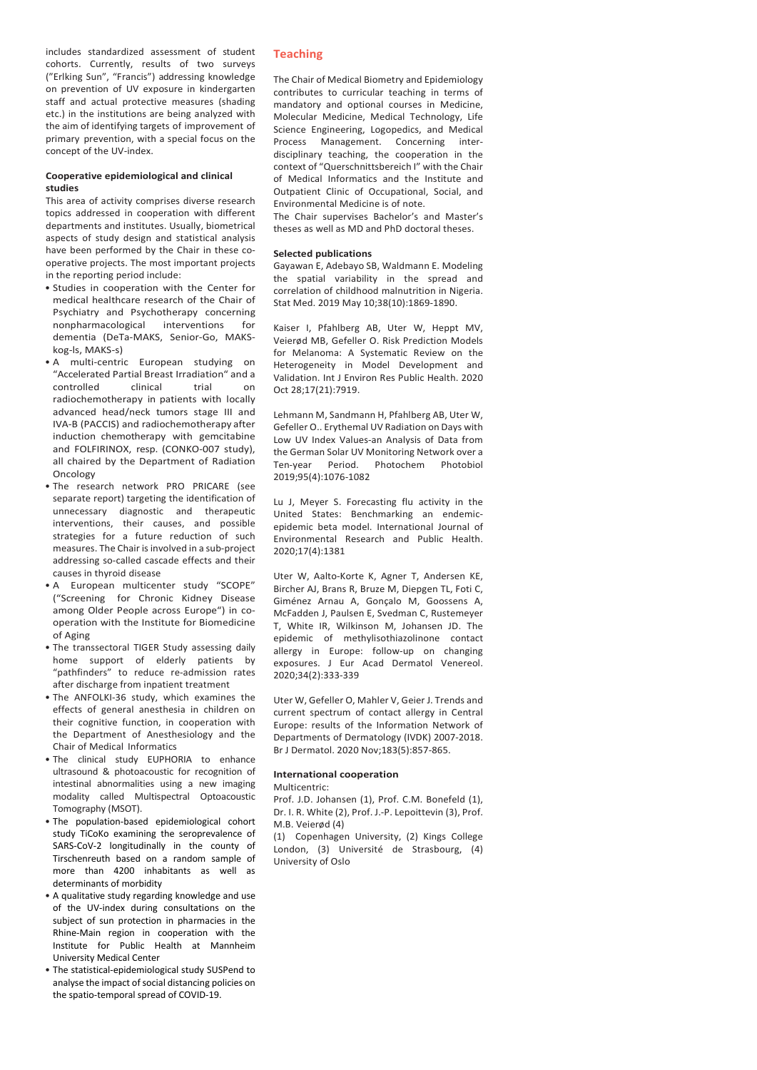includes standardized assessment of student cohorts. Currently, results of two surveys ("Erlking Sun", "Francis") addressing knowledge on prevention of UV exposure in kindergarten staff and actual protective measures (shading etc.) in the institutions are being analyzed with the aim of identifying targets of improvement of primary prevention, with a special focus on the concept of the UV-index.

#### Cooperative epidemiological and clinical studies

This area of activity comprises diverse research topics addressed in cooperation with different departments and institutes. Usually, biometrical aspects of study design and statistical analysis have been performed by the Chair in these co-operative projects. The most important projects in the reporting period include:

- Studies in cooperation with the Center for medical healthcare research of the Chair of Psychiatry and Psychotherapy concerning nonpharmacological interventions for dementia (DeTa-MAKS, Senior-Go, MAKS-kog-ls, MAKS-s)
- A multi-centric European studying on "Accelerated Partial Breast Irradiation" and a controlled clinical trial on radiochemotherapy in patients with locally advanced head/neck tumors stage III and IVA-B (PACCIS) and radiochemotherapy after induction chemotherapy with gemcitabine and FOLFIRINOX, resp. (CONKO-007 study), all chaired by the Department of Radiation Oncology
- The research network PRO PRICARE (see separate report) targeting the identification of unnecessary diagnostic and therapeutic interventions, their causes, and possible strategies for a future reduction of such measures. The Chair is involved in a sub-project addressing so-called cascade effects and their causes in thyroid disease
- A European multicenter study "SCOPE" ("Screening for Chronic Kidney Disease among Older People across Europe") in co-operation with the Institute for Biomedicine of Aging
- The transsectoral TIGER Study assessing daily home support of elderly patients by "pathfinders" to reduce re-admission rates after discharge from inpatient treatment
- The ANFOLKI-36 study, which examines the effects of general anesthesia in children on their cognitive function, in cooperation with the Department of Anesthesiology and the Chair of Medical Informatics
- The clinical study EUPHORIA to enhance ultrasound & photoacoustic for recognition of intestinal abnormalities using a new imaging modality called Multispectral Optoacoustic Tomography (MSOT).
- The population-based epidemiological cohort study TiCoKo examining the seroprevalence of SARS-CoV-2 longitudinally in the county of Tirschenreuth based on a random sample of more than 4200 inhabitants as well as determinants of morbidity
- A qualitative study regarding knowledge and use of the UV-index during consultations on the subject of sun protection in pharmacies in the Rhine-Main region in cooperation with the Institute for Public Health at Mannheim University Medical Center
- The statistical-epidemiological study SUSPend to analyse the impact of social distancing policies on the spatio-temporal spread of COVID-19.

## Teaching

The Chair of Medical Biometry and Epidemiology contributes to curricular teaching in terms of mandatory and optional courses in Medicine, Molecular Medicine, Medical Technology, Life Science Engineering, Logopedics, and Medical Process Management. Concerning inter-disciplinary teaching, the cooperation in the context of "Querschnittsbereich I" with the Chair of Medical Informatics and the Institute and Outpatient Clinic of Occupational, Social, and Environmental Medicine is of note.

The Chair supervises Bachelor's and Master's theses as well as MD and PhD doctoral theses.

#### Selected publications

Gayawan E, Adebayo SB, Waldmann E. Modeling the spatial variability in the spread and correlation of childhood malnutrition in Nigeria. Stat Med. 2019 May 10;38(10):1869-1890.

Kaiser I, Pfahlberg AB, Uter W, Heppt MV, Veierød MB, Gefeller O. Risk Prediction Models for Melanoma: A Systematic Review on the Heterogeneity in Model Development and Validation. Int J Environ Res Public Health. 2020 Oct 28;17(21):7919.

Lehmann M, Sandmann H, Pfahlberg AB, Uter W, Gefeller O.. Erythemal UV Radiation on Days with Low UV Index Values-an Analysis of Data from the German Solar UV Monitoring Network over a Ten-year Period. Photochem Photobiol 2019;95(4):1076-1082

Lu J, Meyer S. Forecasting flu activity in the United States: Benchmarking an endemic-epidemic beta model. International Journal of Environmental Research and Public Health. 2020;17(4):1381

Uter W, Aalto-Korte K, Agner T, Andersen KE, Bircher AJ, Brans R, Bruze M, Diepgen TL, Foti C, Giménez Arnau A, Gonçalo M, Goossens A, McFadden J, Paulsen E, Svedman C, Rustemeyer T, White IR, Wilkinson M, Johansen JD. The epidemic of methylisothiazolinone contact allergy in Europe: follow-up on changing exposures. J Eur Acad Dermatol Venereol. 2020;34(2):333-339

Uter W, Gefeller O, Mahler V, Geier J. Trends and current spectrum of contact allergy in Central Europe: results of the Information Network of Departments of Dermatology (IVDK) 2007-2018. Br J Dermatol. 2020 Nov;183(5):857-865.

#### International cooperation

Multicentric:

Prof. J.D. Johansen (1), Prof. C.M. Bonefeld (1), Dr. I. R. White (2), Prof. J.-P. Lepoittevin (3), Prof. M.B. Veierød (4)

(1) Copenhagen University, (2) Kings College London, (3) Université de Strasbourg, (4) University of Oslo